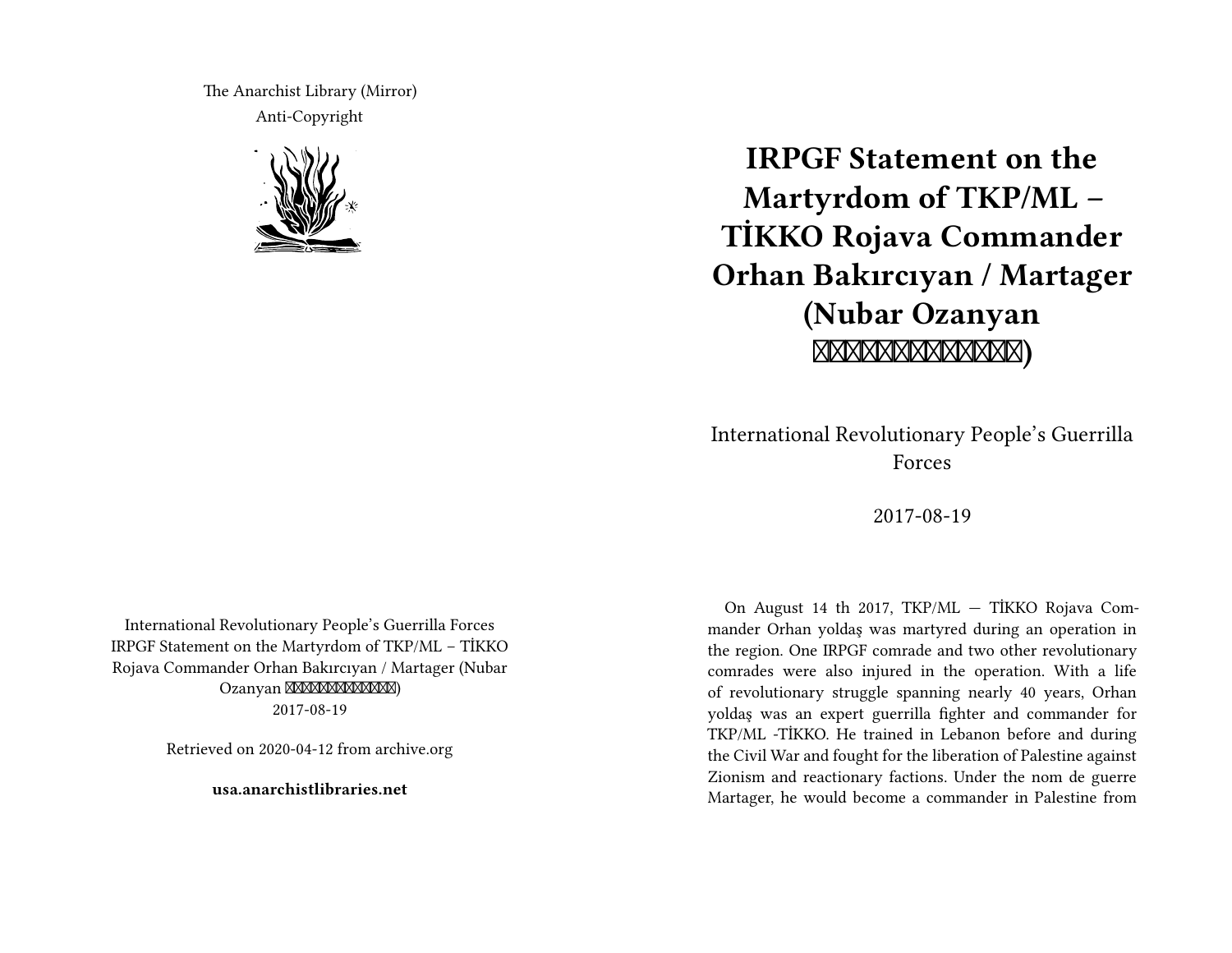The Anarchist Library (Mirror)
Anti-Copyright

International Revolutionary People's Guerrilla Forces
IRPGF Statement on the Martyrdom of TKP/ML – TİKKO Rojava Commander Orhan Bakırcıyan / Martager (Nubar Ozanyan ▯▯▯▯▯▯▯▯▯▯▯▯)
2017-08-19

Retrieved on 2020-04-12 from archive.org

**usa.anarchistlibraries.net**

# IRPGF Statement on the Martyrdom of TKP/ML – TİKKO Rojava Commander Orhan Bakırcıyan / Martager (Nubar Ozanyan ▯▯▯▯▯▯▯▯▯▯▯▯)

International Revolutionary People's Guerrilla Forces

2017-08-19

On August 14 th 2017, TKP/ML — TİKKO Rojava Commander Orhan yoldaş was martyred during an operation in the region. One IRPGF comrade and two other revolutionary comrades were also injured in the operation. With a life of revolutionary struggle spanning nearly 40 years, Orhan yoldaş was an expert guerrilla fighter and commander for TKP/ML -TİKKO. He trained in Lebanon before and during the Civil War and fought for the liberation of Palestine against Zionism and reactionary factions. Under the nom de guerre Martager, he would become a commander in Palestine from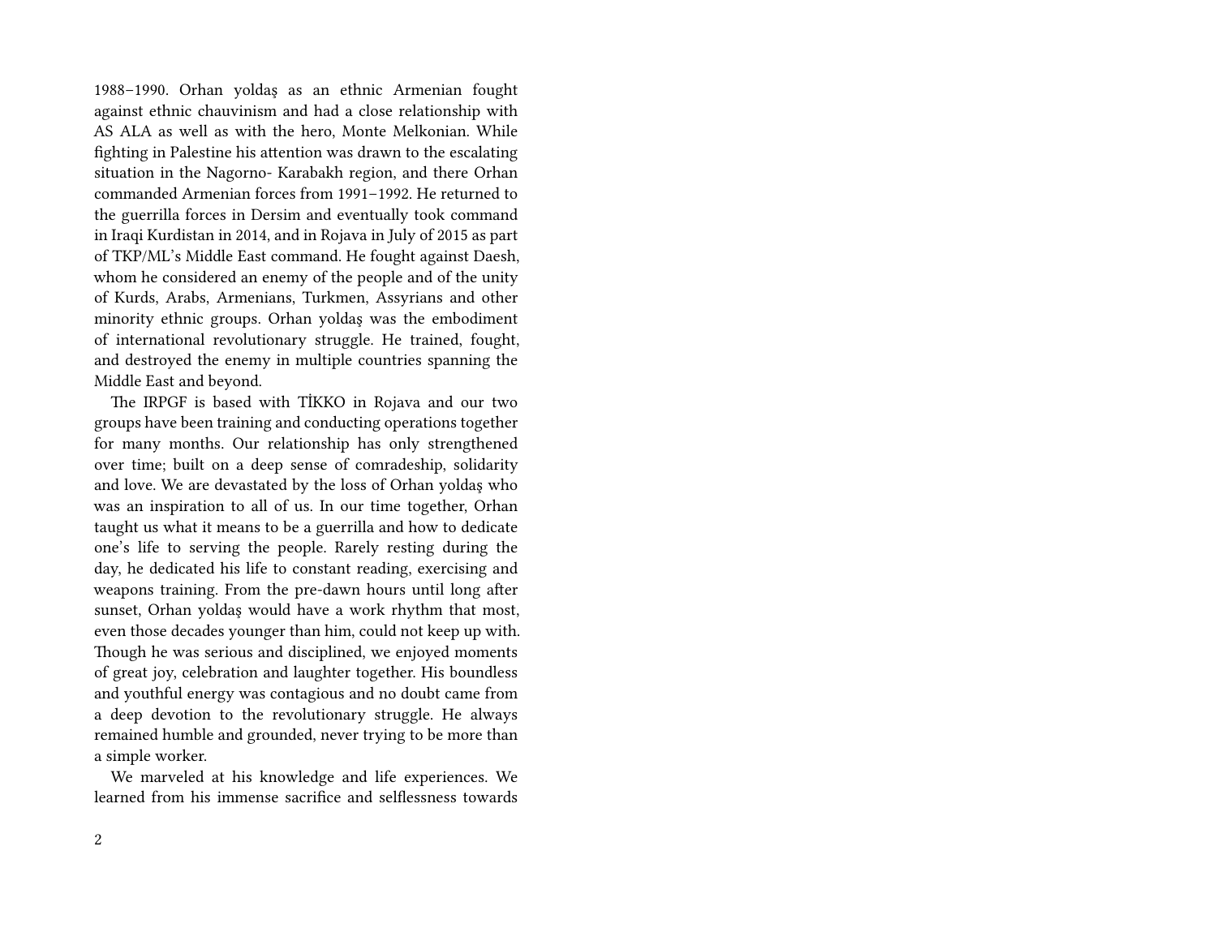1988–1990. Orhan yoldaş as an ethnic Armenian fought against ethnic chauvinism and had a close relationship with AS ALA as well as with the hero, Monte Melkonian. While fighting in Palestine his attention was drawn to the escalating situation in the Nagorno- Karabakh region, and there Orhan commanded Armenian forces from 1991–1992. He returned to the guerrilla forces in Dersim and eventually took command in Iraqi Kurdistan in 2014, and in Rojava in July of 2015 as part of TKP/ML's Middle East command. He fought against Daesh, whom he considered an enemy of the people and of the unity of Kurds, Arabs, Armenians, Turkmen, Assyrians and other minority ethnic groups. Orhan yoldaş was the embodiment of international revolutionary struggle. He trained, fought, and destroyed the enemy in multiple countries spanning the Middle East and beyond.

The IRPGF is based with TİKKO in Rojava and our two groups have been training and conducting operations together for many months. Our relationship has only strengthened over time; built on a deep sense of comradeship, solidarity and love. We are devastated by the loss of Orhan yoldaş who was an inspiration to all of us. In our time together, Orhan taught us what it means to be a guerrilla and how to dedicate one's life to serving the people. Rarely resting during the day, he dedicated his life to constant reading, exercising and weapons training. From the pre-dawn hours until long after sunset, Orhan yoldaş would have a work rhythm that most, even those decades younger than him, could not keep up with. Though he was serious and disciplined, we enjoyed moments of great joy, celebration and laughter together. His boundless and youthful energy was contagious and no doubt came from a deep devotion to the revolutionary struggle. He always remained humble and grounded, never trying to be more than a simple worker.

We marveled at his knowledge and life experiences. We learned from his immense sacrifice and selflessness towards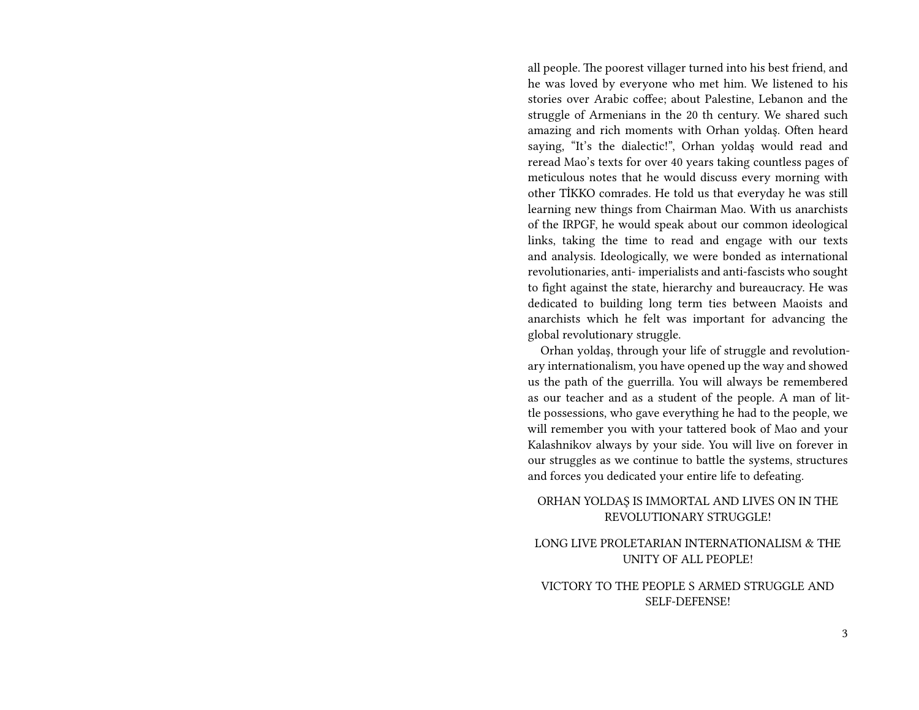all people. The poorest villager turned into his best friend, and he was loved by everyone who met him. We listened to his stories over Arabic coffee; about Palestine, Lebanon and the struggle of Armenians in the 20 th century. We shared such amazing and rich moments with Orhan yoldaş. Often heard saying, "It's the dialectic!", Orhan yoldaş would read and reread Mao's texts for over 40 years taking countless pages of meticulous notes that he would discuss every morning with other TİKKO comrades. He told us that everyday he was still learning new things from Chairman Mao. With us anarchists of the IRPGF, he would speak about our common ideological links, taking the time to read and engage with our texts and analysis. Ideologically, we were bonded as international revolutionaries, anti- imperialists and anti-fascists who sought to fight against the state, hierarchy and bureaucracy. He was dedicated to building long term ties between Maoists and anarchists which he felt was important for advancing the global revolutionary struggle.

Orhan yoldaş, through your life of struggle and revolutionary internationalism, you have opened up the way and showed us the path of the guerrilla. You will always be remembered as our teacher and as a student of the people. A man of little possessions, who gave everything he had to the people, we will remember you with your tattered book of Mao and your Kalashnikov always by your side. You will live on forever in our struggles as we continue to battle the systems, structures and forces you dedicated your entire life to defeating.

ORHAN YOLDAŞ IS IMMORTAL AND LIVES ON IN THE REVOLUTIONARY STRUGGLE!

LONG LIVE PROLETARIAN INTERNATIONALISM & THE UNITY OF ALL PEOPLE!

VICTORY TO THE PEOPLE S ARMED STRUGGLE AND SELF-DEFENSE!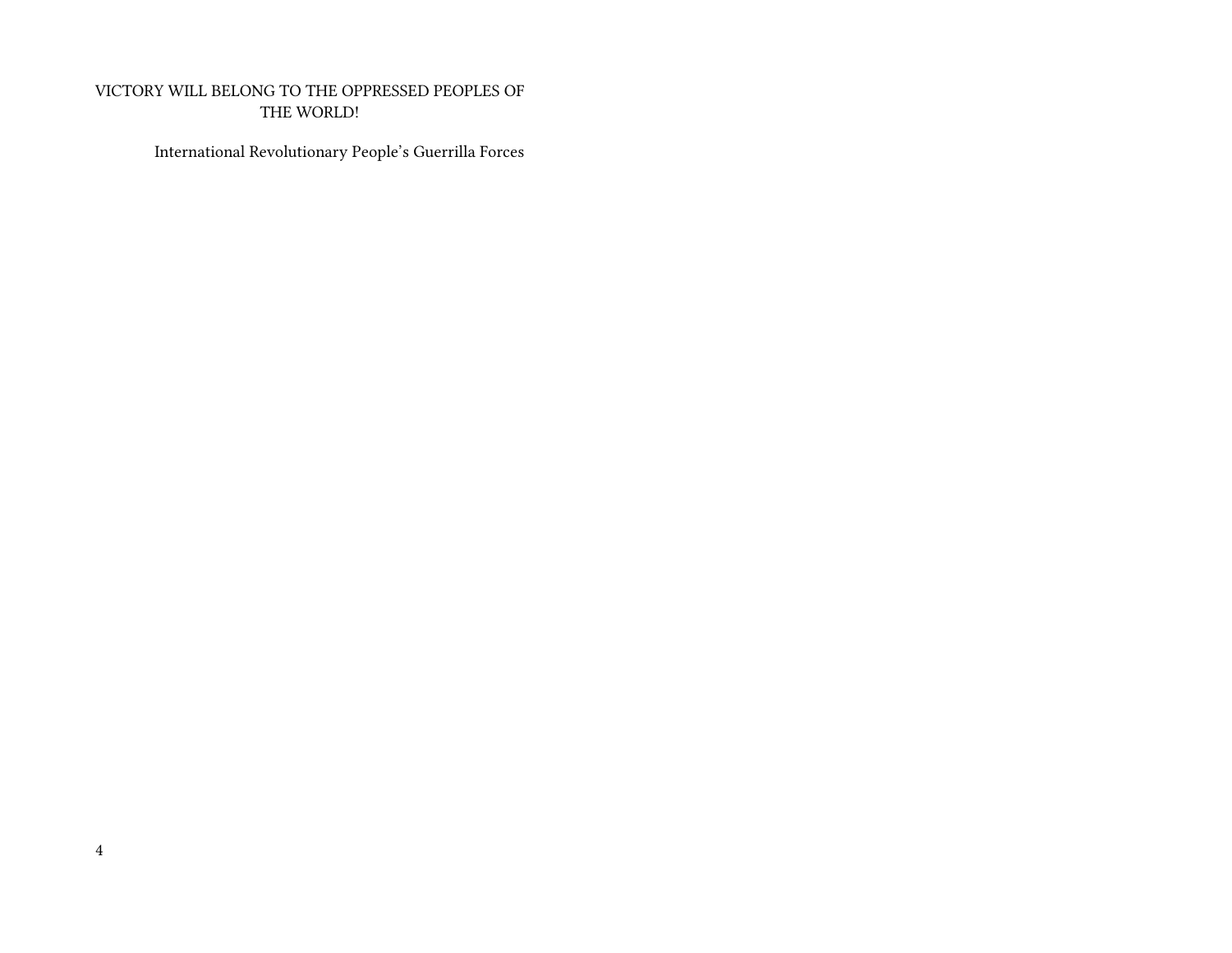VICTORY WILL BELONG TO THE OPPRESSED PEOPLES OF THE WORLD!

International Revolutionary People's Guerrilla Forces